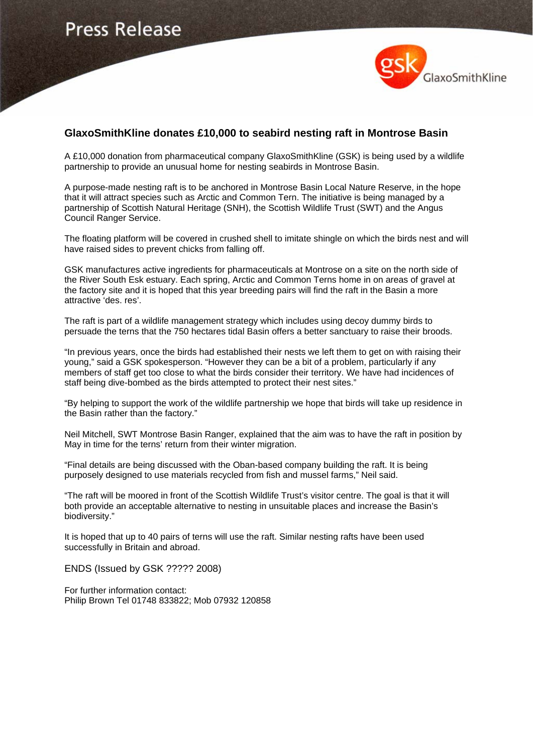Press Release

GlaxoSmithKline

## GlaxoSmithKline donates £10,000 to seabird nesting raft in Montrose Basin

A £10,000 donation from pharmaceutical company GlaxoSmithKline (GSK) is being used by a wildlife partnership to provide an unusual home for nesting seabirds in Montrose Basin.

A purpose-made nesting raft is to be anchored in Montrose Basin Local Nature Reserve, in the hope that it will attract species such as Arctic and Common Tern. The initiative is being managed by a partnership of Scottish Natural Heritage (SNH), the Scottish Wildlife Trust (SWT) and the Angus Council Ranger Service.

The floating platform will be covered in crushed shell to imitate shingle on which the birds nest and will have raised sides to prevent chicks from falling off.

GSK manufactures active ingredients for pharmaceuticals at Montrose on a site on the north side of the River South Esk estuary. Each spring, Arctic and Common Terns home in on areas of gravel at the factory site and it is hoped that this year breeding pairs will find the raft in the Basin a more attractive 'des. res'.

The raft is part of a wildlife management strategy which includes using decoy dummy birds to persuade the terns that the 750 hectares tidal Basin offers a better sanctuary to raise their broods.

"In previous years, once the birds had established their nests we left them to get on with raising their young," said a GSK spokesperson. "However they can be a bit of a problem, particularly if any members of staff get too close to what the birds consider their territory. We have had incidences of staff being dive-bombed as the birds attempted to protect their nest sites."

"By helping to support the work of the wildlife partnership we hope that birds will take up residence in the Basin rather than the factory."

Neil Mitchell, SWT Montrose Basin Ranger, explained that the aim was to have the raft in position by May in time for the terns' return from their winter migration.

"Final details are being discussed with the Oban-based company building the raft. It is being purposely designed to use materials recycled from fish and mussel farms," Neil said.

"The raft will be moored in front of the Scottish Wildlife Trust's visitor centre. The goal is that it will both provide an acceptable alternative to nesting in unsuitable places and increase the Basin's biodiversity."

It is hoped that up to 40 pairs of terns will use the raft. Similar nesting rafts have been used successfully in Britain and abroad.

ENDS (Issued by GSK ????? 2008)

For further information contact:
Philip Brown Tel 01748 833822; Mob 07932 120858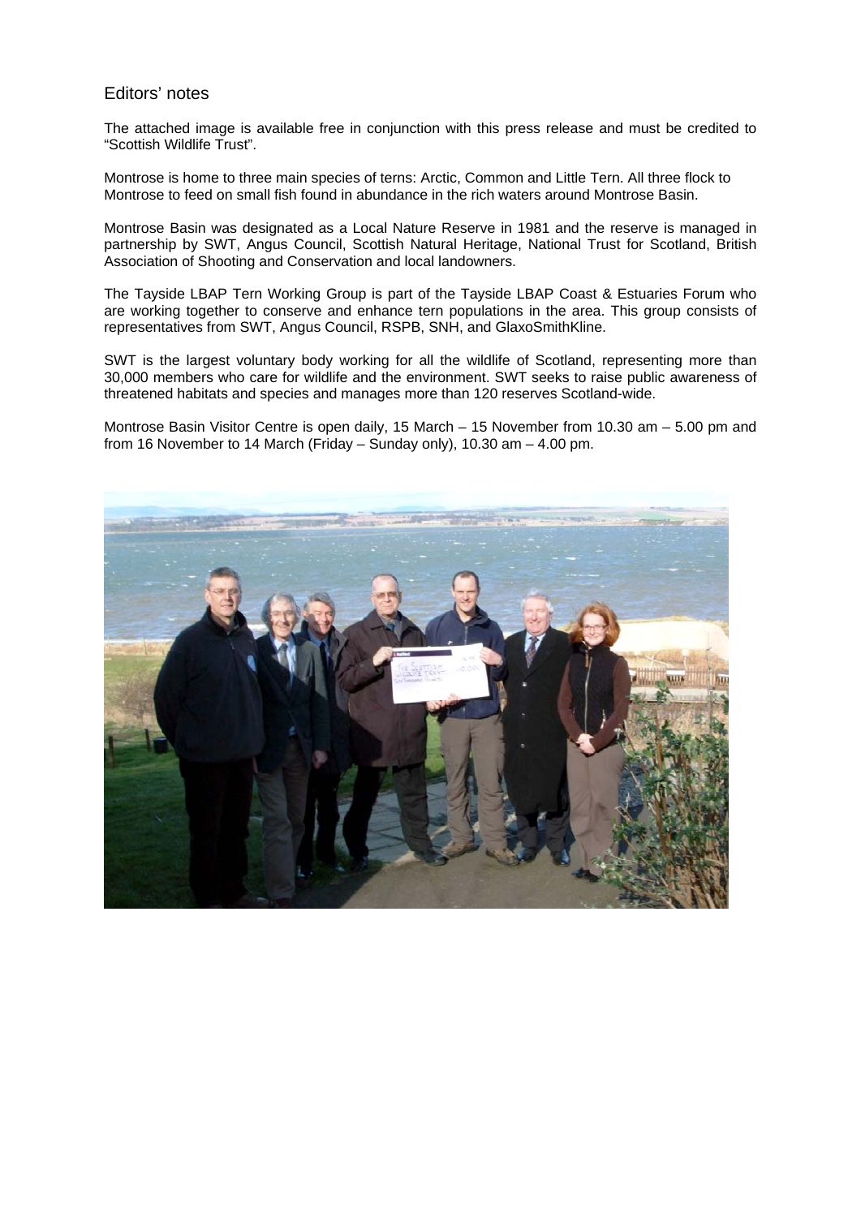## Editors' notes

The attached image is available free in conjunction with this press release and must be credited to "Scottish Wildlife Trust".

Montrose is home to three main species of terns: Arctic, Common and Little Tern. All three flock to Montrose to feed on small fish found in abundance in the rich waters around Montrose Basin.

Montrose Basin was designated as a Local Nature Reserve in 1981 and the reserve is managed in partnership by SWT, Angus Council, Scottish Natural Heritage, National Trust for Scotland, British Association of Shooting and Conservation and local landowners.

The Tayside LBAP Tern Working Group is part of the Tayside LBAP Coast & Estuaries Forum who are working together to conserve and enhance tern populations in the area. This group consists of representatives from SWT, Angus Council, RSPB, SNH, and GlaxoSmithKline.

SWT is the largest voluntary body working for all the wildlife of Scotland, representing more than 30,000 members who care for wildlife and the environment. SWT seeks to raise public awareness of threatened habitats and species and manages more than 120 reserves Scotland-wide.

Montrose Basin Visitor Centre is open daily, 15 March – 15 November from 10.30 am – 5.00 pm and from 16 November to 14 March (Friday – Sunday only), 10.30 am – 4.00 pm.